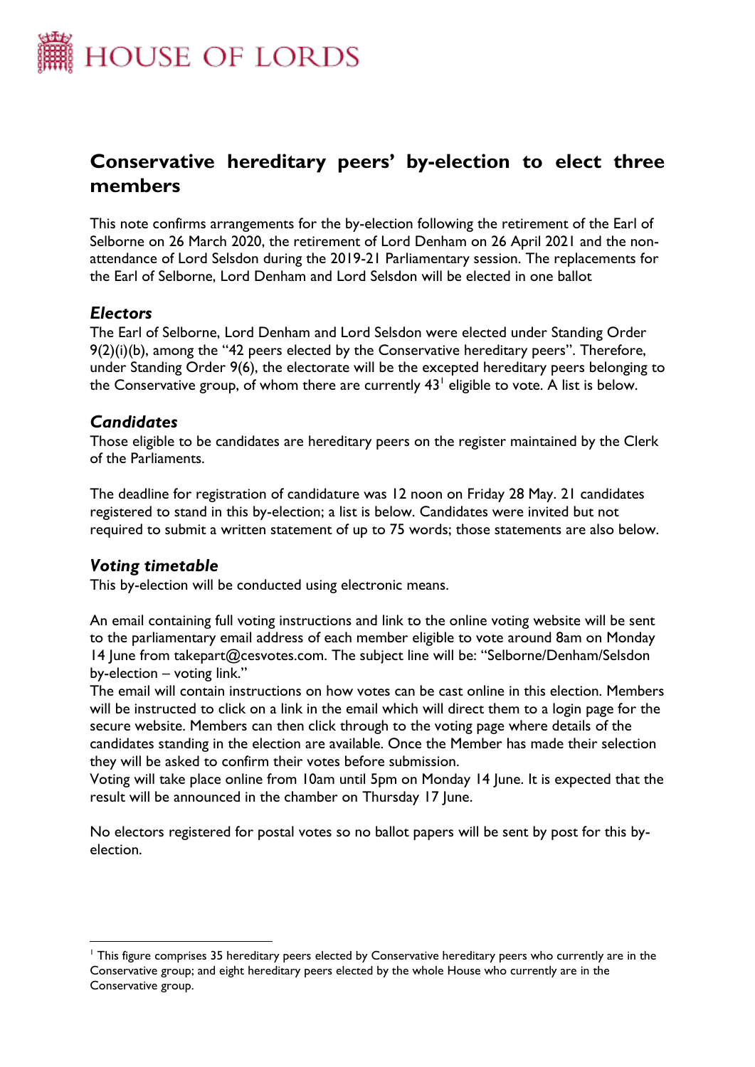# Conservative hereditary peers' by-election to elect three members

This note confirms arrangements for the by-election following the retirement of the Earl of Selborne on 26 March 2020, the retirement of Lord Denham on 26 April 2021 and the non-attendance of Lord Selsdon during the 2019-21 Parliamentary session. The replacements for the Earl of Selborne, Lord Denham and Lord Selsdon will be elected in one ballot

### *Electors*

The Earl of Selborne, Lord Denham and Lord Selsdon were elected under Standing Order 9(2)(i)(b), among the "42 peers elected by the Conservative hereditary peers". Therefore, under Standing Order 9(6), the electorate will be the excepted hereditary peers belonging to the Conservative group, of whom there are currently 43[1] eligible to vote. A list is below.

### *Candidates*

Those eligible to be candidates are hereditary peers on the register maintained by the Clerk of the Parliaments.

The deadline for registration of candidature was 12 noon on Friday 28 May. 21 candidates registered to stand in this by-election; a list is below. Candidates were invited but not required to submit a written statement of up to 75 words; those statements are also below.

### *Voting timetable*

This by-election will be conducted using electronic means.

An email containing full voting instructions and link to the online voting website will be sent to the parliamentary email address of each member eligible to vote around 8am on Monday 14 June from takepart@cesvotes.com. The subject line will be: "Selborne/Denham/Selsdon by-election – voting link."

The email will contain instructions on how votes can be cast online in this election. Members will be instructed to click on a link in the email which will direct them to a login page for the secure website. Members can then click through to the voting page where details of the candidates standing in the election are available. Once the Member has made their selection they will be asked to confirm their votes before submission.

Voting will take place online from 10am until 5pm on Monday 14 June. It is expected that the result will be announced in the chamber on Thursday 17 June.

No electors registered for postal votes so no ballot papers will be sent by post for this by-election.

---

[1] This figure comprises 35 hereditary peers elected by Conservative hereditary peers who currently are in the Conservative group; and eight hereditary peers elected by the whole House who currently are in the Conservative group.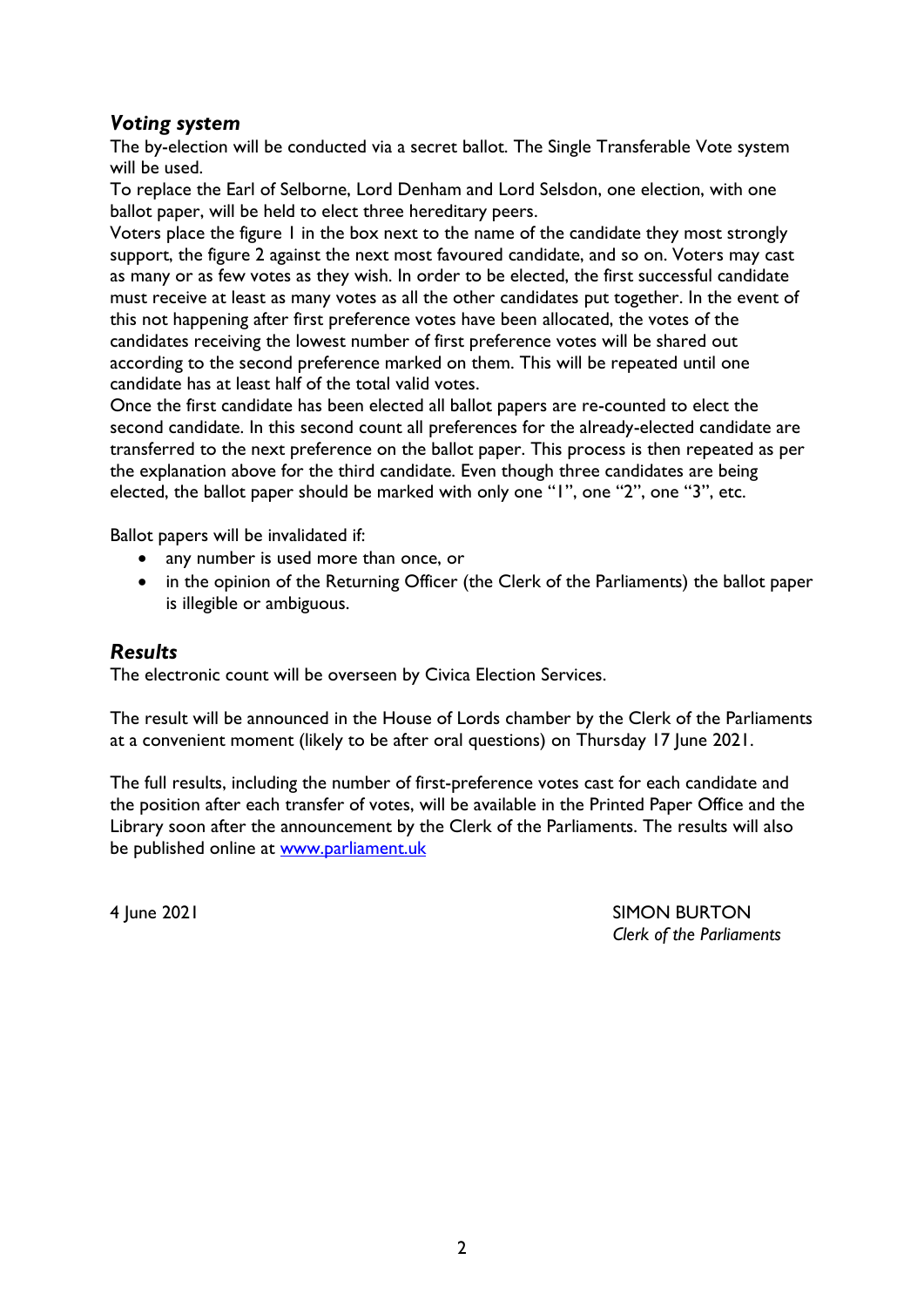## *Voting system*

The by-election will be conducted via a secret ballot. The Single Transferable Vote system will be used.

To replace the Earl of Selborne, Lord Denham and Lord Selsdon, one election, with one ballot paper, will be held to elect three hereditary peers.

Voters place the figure 1 in the box next to the name of the candidate they most strongly support, the figure 2 against the next most favoured candidate, and so on. Voters may cast as many or as few votes as they wish. In order to be elected, the first successful candidate must receive at least as many votes as all the other candidates put together. In the event of this not happening after first preference votes have been allocated, the votes of the candidates receiving the lowest number of first preference votes will be shared out according to the second preference marked on them. This will be repeated until one candidate has at least half of the total valid votes.

Once the first candidate has been elected all ballot papers are re-counted to elect the second candidate. In this second count all preferences for the already-elected candidate are transferred to the next preference on the ballot paper. This process is then repeated as per the explanation above for the third candidate. Even though three candidates are being elected, the ballot paper should be marked with only one "1", one "2", one "3", etc.

Ballot papers will be invalidated if:

- any number is used more than once, or
- in the opinion of the Returning Officer (the Clerk of the Parliaments) the ballot paper is illegible or ambiguous.

## *Results*

The electronic count will be overseen by Civica Election Services.

The result will be announced in the House of Lords chamber by the Clerk of the Parliaments at a convenient moment (likely to be after oral questions) on Thursday 17 June 2021.

The full results, including the number of first-preference votes cast for each candidate and the position after each transfer of votes, will be available in the Printed Paper Office and the Library soon after the announcement by the Clerk of the Parliaments. The results will also be published online at www.parliament.uk

4 June 2021

SIMON BURTON
*Clerk of the Parliaments*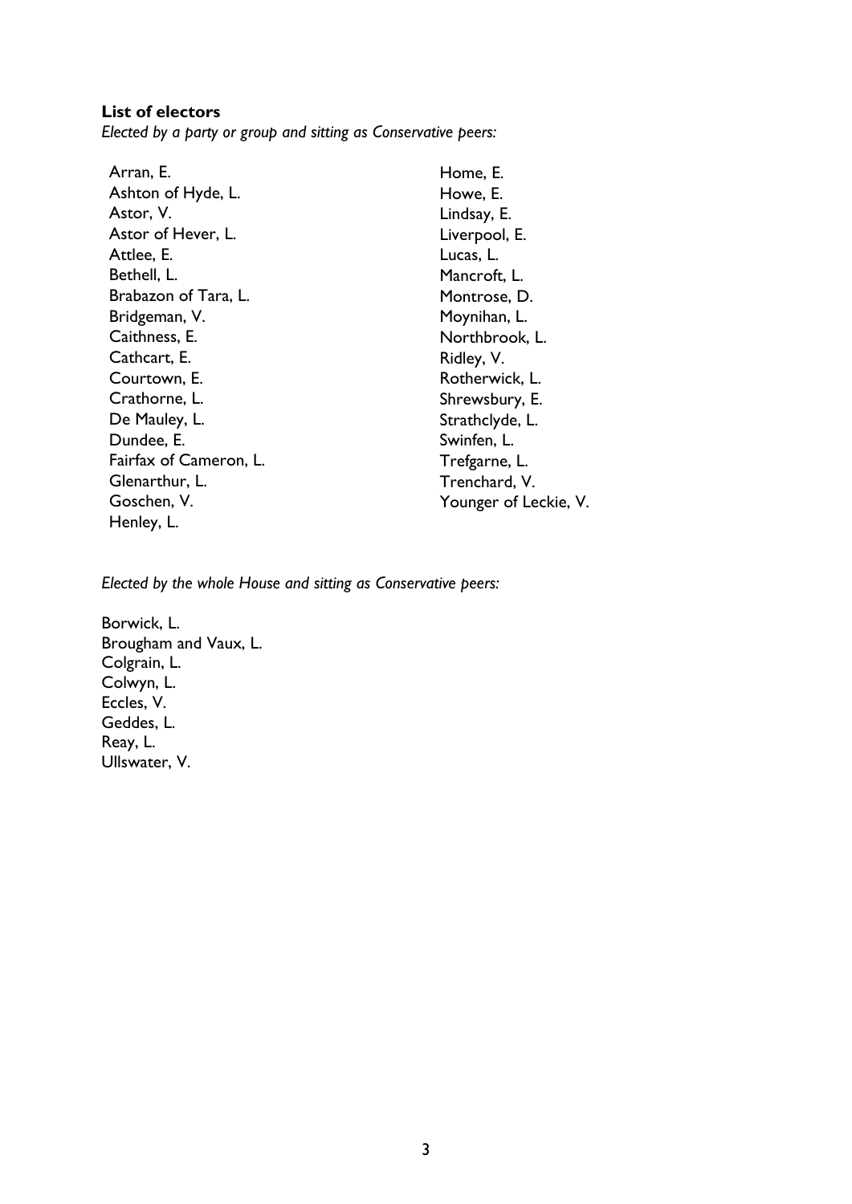**List of electors**

*Elected by a party or group and sitting as Conservative peers:*

Arran, E.
Ashton of Hyde, L.
Astor, V.
Astor of Hever, L.
Attlee, E.
Bethell, L.
Brabazon of Tara, L.
Bridgeman, V.
Caithness, E.
Cathcart, E.
Courtown, E.
Crathorne, L.
De Mauley, L.
Dundee, E.
Fairfax of Cameron, L.
Glenarthur, L.
Goschen, V.
Henley, L.
Home, E.
Howe, E.
Lindsay, E.
Liverpool, E.
Lucas, L.
Mancroft, L.
Montrose, D.
Moynihan, L.
Northbrook, L.
Ridley, V.
Rotherwick, L.
Shrewsbury, E.
Strathclyde, L.
Swinfen, L.
Trefgarne, L.
Trenchard, V.
Younger of Leckie, V.

*Elected by the whole House and sitting as Conservative peers:*

Borwick, L.
Brougham and Vaux, L.
Colgrain, L.
Colwyn, L.
Eccles, V.
Geddes, L.
Reay, L.
Ullswater, V.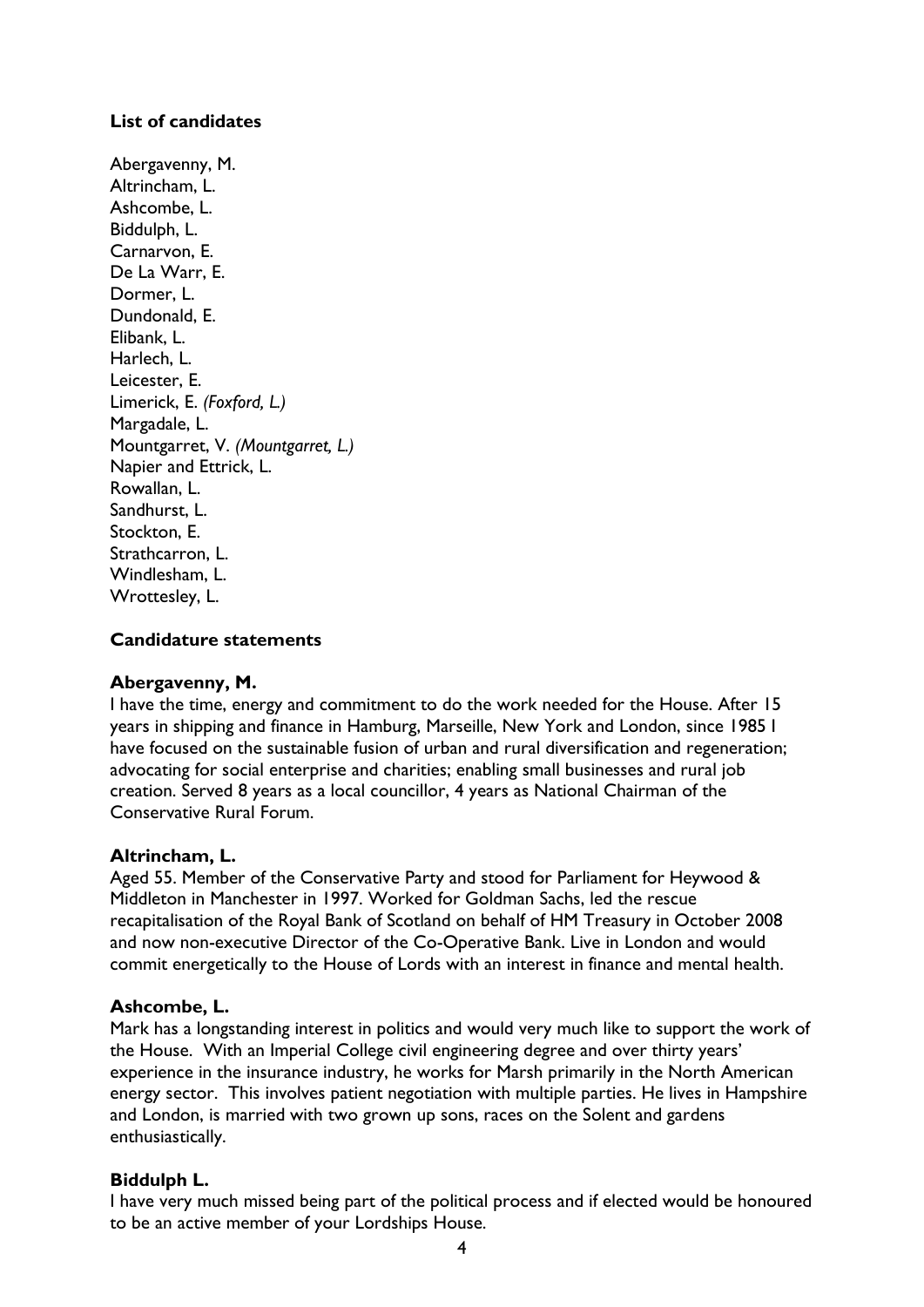**List of candidates**

Abergavenny, M.
Altrincham, L.
Ashcombe, L.
Biddulph, L.
Carnarvon, E.
De La Warr, E.
Dormer, L.
Dundonald, E.
Elibank, L.
Harlech, L.
Leicester, E.
Limerick, E. *(Foxford, L.)*
Margadale, L.
Mountgarret, V. *(Mountgarret, L.)*
Napier and Ettrick, L.
Rowallan, L.
Sandhurst, L.
Stockton, E.
Strathcarron, L.
Windlesham, L.
Wrottesley, L.

**Candidature statements**

**Abergavenny, M.**

I have the time, energy and commitment to do the work needed for the House. After 15 years in shipping and finance in Hamburg, Marseille, New York and London, since 1985 I have focused on the sustainable fusion of urban and rural diversification and regeneration; advocating for social enterprise and charities; enabling small businesses and rural job creation. Served 8 years as a local councillor, 4 years as National Chairman of the Conservative Rural Forum.

**Altrincham, L.**

Aged 55. Member of the Conservative Party and stood for Parliament for Heywood & Middleton in Manchester in 1997. Worked for Goldman Sachs, led the rescue recapitalisation of the Royal Bank of Scotland on behalf of HM Treasury in October 2008 and now non-executive Director of the Co-Operative Bank. Live in London and would commit energetically to the House of Lords with an interest in finance and mental health.

**Ashcombe, L.**

Mark has a longstanding interest in politics and would very much like to support the work of the House. With an Imperial College civil engineering degree and over thirty years' experience in the insurance industry, he works for Marsh primarily in the North American energy sector. This involves patient negotiation with multiple parties. He lives in Hampshire and London, is married with two grown up sons, races on the Solent and gardens enthusiastically.

**Biddulph L.**

I have very much missed being part of the political process and if elected would be honoured to be an active member of your Lordships House.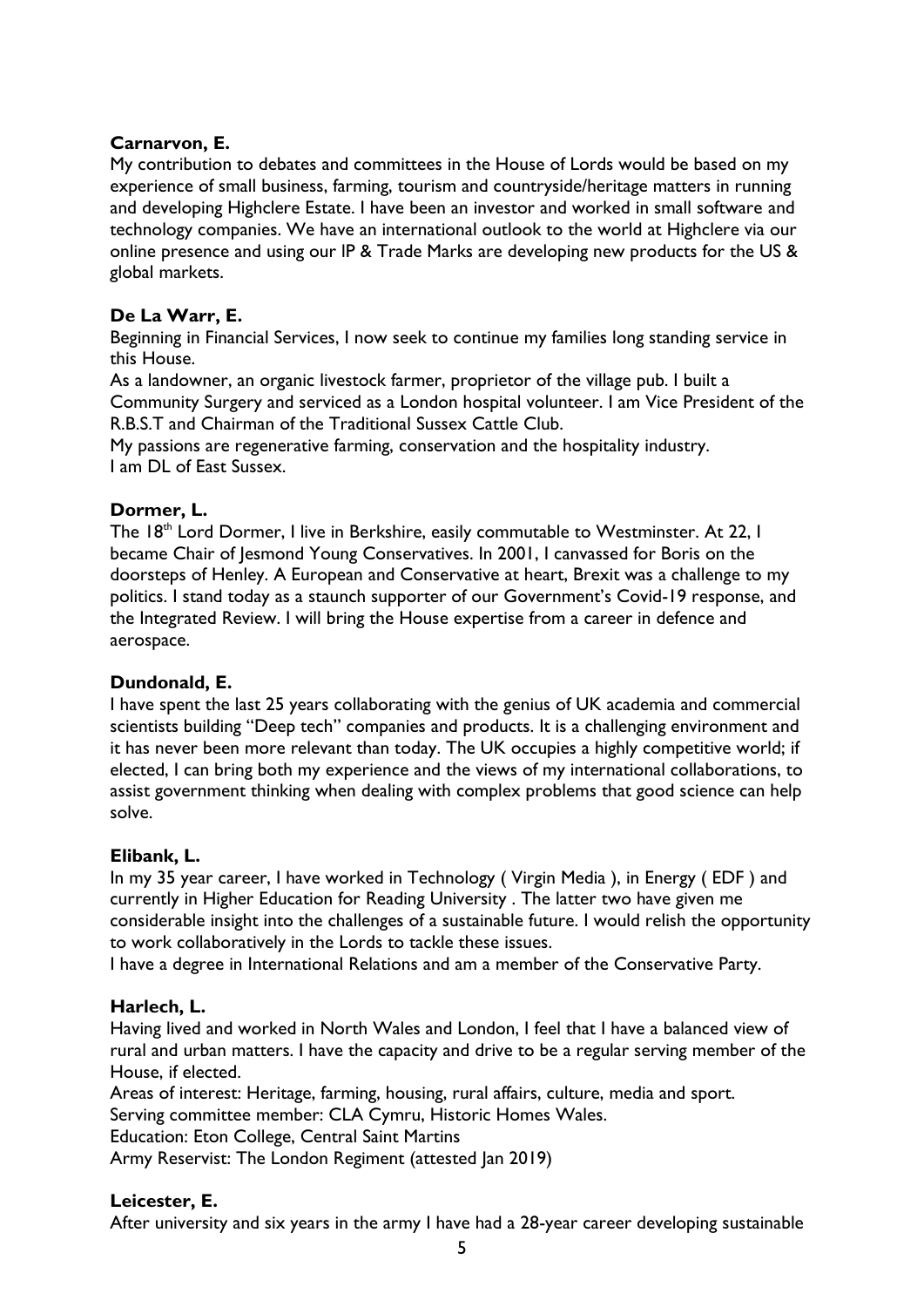**Carnarvon, E.**

My contribution to debates and committees in the House of Lords would be based on my experience of small business, farming, tourism and countryside/heritage matters in running and developing Highclere Estate. I have been an investor and worked in small software and technology companies. We have an international outlook to the world at Highclere via our online presence and using our IP & Trade Marks are developing new products for the US & global markets.

**De La Warr, E.**

Beginning in Financial Services, I now seek to continue my families long standing service in this House.

As a landowner, an organic livestock farmer, proprietor of the village pub. I built a Community Surgery and serviced as a London hospital volunteer. I am Vice President of the R.B.S.T and Chairman of the Traditional Sussex Cattle Club.

My passions are regenerative farming, conservation and the hospitality industry.

I am DL of East Sussex.

**Dormer, L.**

The 18th Lord Dormer, I live in Berkshire, easily commutable to Westminster. At 22, I became Chair of Jesmond Young Conservatives. In 2001, I canvassed for Boris on the doorsteps of Henley. A European and Conservative at heart, Brexit was a challenge to my politics. I stand today as a staunch supporter of our Government's Covid-19 response, and the Integrated Review. I will bring the House expertise from a career in defence and aerospace.

**Dundonald, E.**

I have spent the last 25 years collaborating with the genius of UK academia and commercial scientists building "Deep tech" companies and products. It is a challenging environment and it has never been more relevant than today. The UK occupies a highly competitive world; if elected, I can bring both my experience and the views of my international collaborations, to assist government thinking when dealing with complex problems that good science can help solve.

**Elibank, L.**

In my 35 year career, I have worked in Technology ( Virgin Media ), in Energy ( EDF ) and currently in Higher Education for Reading University . The latter two have given me considerable insight into the challenges of a sustainable future. I would relish the opportunity to work collaboratively in the Lords to tackle these issues.

I have a degree in International Relations and am a member of the Conservative Party.

**Harlech, L.**

Having lived and worked in North Wales and London, I feel that I have a balanced view of rural and urban matters. I have the capacity and drive to be a regular serving member of the House, if elected.

Areas of interest: Heritage, farming, housing, rural affairs, culture, media and sport.

Serving committee member: CLA Cymru, Historic Homes Wales.

Education: Eton College, Central Saint Martins

Army Reservist: The London Regiment (attested Jan 2019)

**Leicester, E.**

After university and six years in the army I have had a 28-year career developing sustainable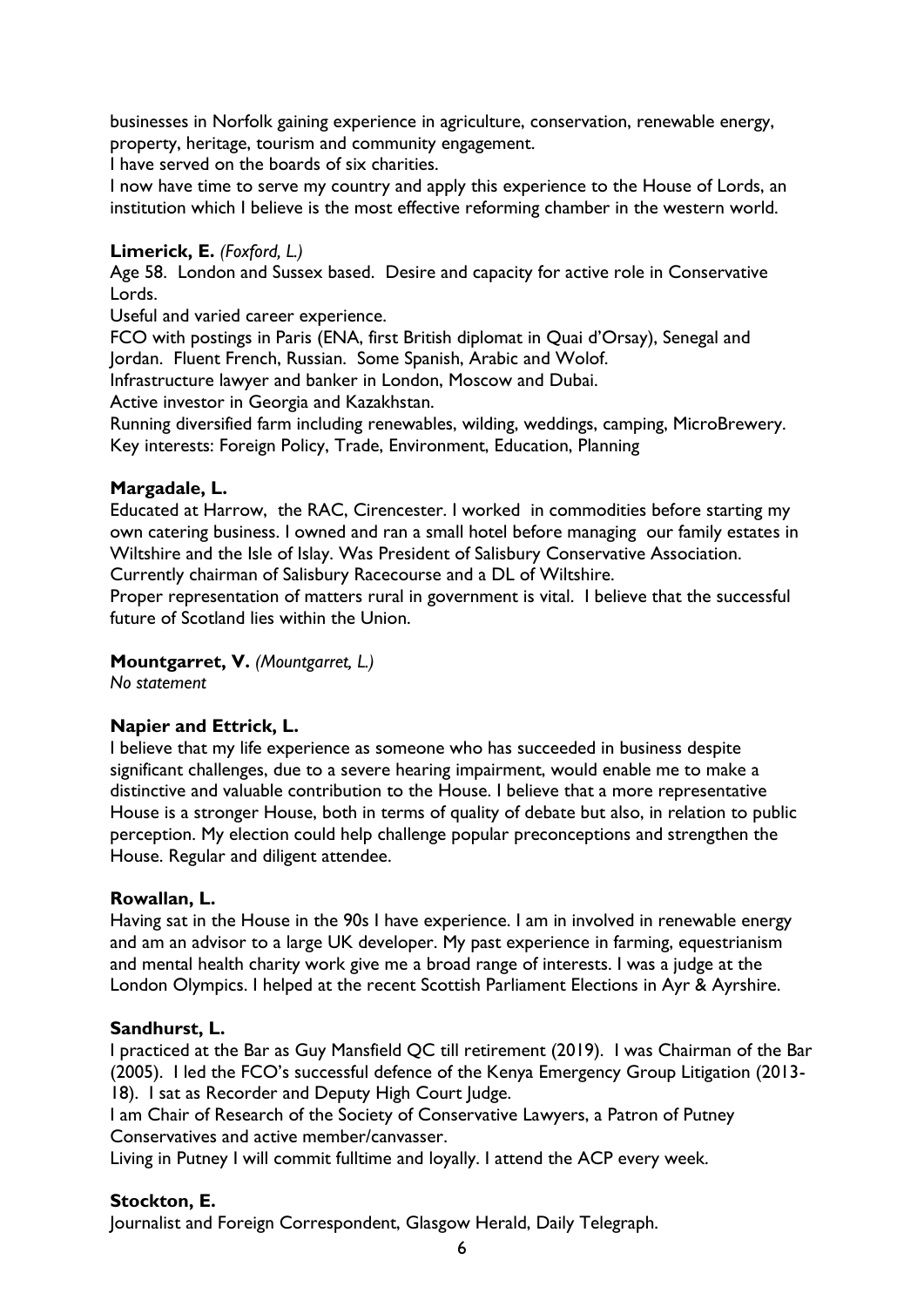businesses in Norfolk gaining experience in agriculture, conservation, renewable energy, property, heritage, tourism and community engagement.
I have served on the boards of six charities.
I now have time to serve my country and apply this experience to the House of Lords, an institution which I believe is the most effective reforming chamber in the western world.

**Limerick, E.** *(Foxford, L.)*
Age 58. London and Sussex based. Desire and capacity for active role in Conservative Lords.
Useful and varied career experience.
FCO with postings in Paris (ENA, first British diplomat in Quai d'Orsay), Senegal and Jordan. Fluent French, Russian. Some Spanish, Arabic and Wolof.
Infrastructure lawyer and banker in London, Moscow and Dubai.
Active investor in Georgia and Kazakhstan.
Running diversified farm including renewables, wilding, weddings, camping, MicroBrewery.
Key interests: Foreign Policy, Trade, Environment, Education, Planning

**Margadale, L.**
Educated at Harrow, the RAC, Cirencester. I worked in commodities before starting my own catering business. I owned and ran a small hotel before managing our family estates in Wiltshire and the Isle of Islay. Was President of Salisbury Conservative Association. Currently chairman of Salisbury Racecourse and a DL of Wiltshire.
Proper representation of matters rural in government is vital. I believe that the successful future of Scotland lies within the Union.

**Mountgarret, V.** *(Mountgarret, L.)*
*No statement*

**Napier and Ettrick, L.**
I believe that my life experience as someone who has succeeded in business despite significant challenges, due to a severe hearing impairment, would enable me to make a distinctive and valuable contribution to the House. I believe that a more representative House is a stronger House, both in terms of quality of debate but also, in relation to public perception. My election could help challenge popular preconceptions and strengthen the House. Regular and diligent attendee.

**Rowallan, L.**
Having sat in the House in the 90s I have experience. I am in involved in renewable energy and am an advisor to a large UK developer. My past experience in farming, equestrianism and mental health charity work give me a broad range of interests. I was a judge at the London Olympics. I helped at the recent Scottish Parliament Elections in Ayr & Ayrshire.

**Sandhurst, L.**
I practiced at the Bar as Guy Mansfield QC till retirement (2019). I was Chairman of the Bar (2005). I led the FCO's successful defence of the Kenya Emergency Group Litigation (2013-18). I sat as Recorder and Deputy High Court Judge.
I am Chair of Research of the Society of Conservative Lawyers, a Patron of Putney Conservatives and active member/canvasser.
Living in Putney I will commit fulltime and loyally. I attend the ACP every week.

**Stockton, E.**
Journalist and Foreign Correspondent, Glasgow Herald, Daily Telegraph.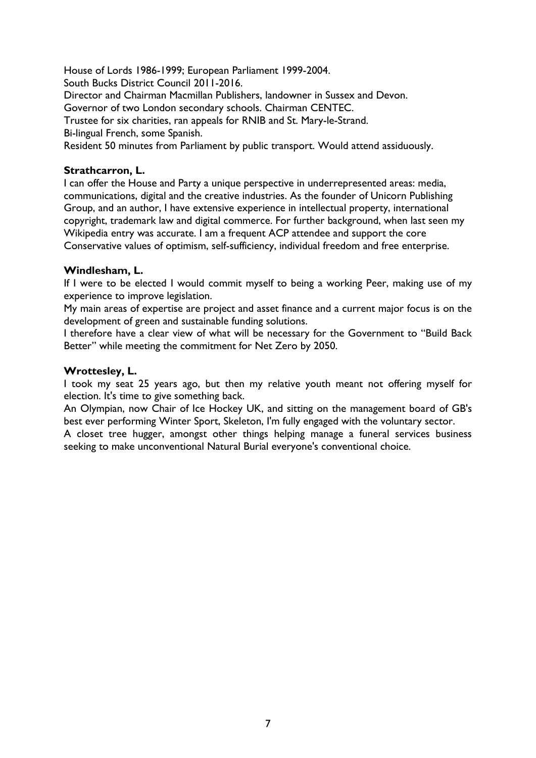House of Lords 1986-1999; European Parliament 1999-2004.
South Bucks District Council 2011-2016.
Director and Chairman Macmillan Publishers, landowner in Sussex and Devon.
Governor of two London secondary schools. Chairman CENTEC.
Trustee for six charities, ran appeals for RNIB and St. Mary-le-Strand.
Bi-lingual French, some Spanish.
Resident 50 minutes from Parliament by public transport. Would attend assiduously.

**Strathcarron, L.**

I can offer the House and Party a unique perspective in underrepresented areas: media, communications, digital and the creative industries. As the founder of Unicorn Publishing Group, and an author, I have extensive experience in intellectual property, international copyright, trademark law and digital commerce. For further background, when last seen my Wikipedia entry was accurate. I am a frequent ACP attendee and support the core Conservative values of optimism, self-sufficiency, individual freedom and free enterprise.

**Windlesham, L.**

If I were to be elected I would commit myself to being a working Peer, making use of my experience to improve legislation.
My main areas of expertise are project and asset finance and a current major focus is on the development of green and sustainable funding solutions.
I therefore have a clear view of what will be necessary for the Government to "Build Back Better" while meeting the commitment for Net Zero by 2050.

**Wrottesley, L.**

I took my seat 25 years ago, but then my relative youth meant not offering myself for election. It's time to give something back.
An Olympian, now Chair of Ice Hockey UK, and sitting on the management board of GB's best ever performing Winter Sport, Skeleton, I'm fully engaged with the voluntary sector.
A closet tree hugger, amongst other things helping manage a funeral services business seeking to make unconventional Natural Burial everyone's conventional choice.